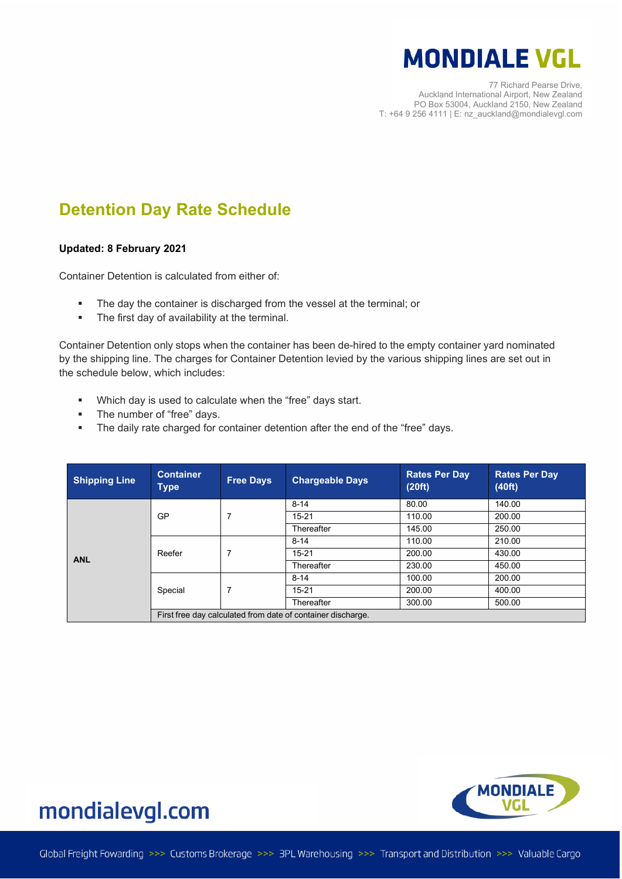# MONDIALE VGL

77 Richard Pearse Drive,
Auckland International Airport, New Zealand
PO Box 53004, Auckland 2150, New Zealand
T: +64 9 256 4111 | E: nz_auckland@mondialevgl.com

## Detention Day Rate Schedule

**Updated: 8 February 2021**

Container Detention is calculated from either of:

- The day the container is discharged from the vessel at the terminal; or
- The first day of availability at the terminal.

Container Detention only stops when the container has been de-hired to the empty container yard nominated by the shipping line. The charges for Container Detention levied by the various shipping lines are set out in the schedule below, which includes:

- Which day is used to calculate when the "free" days start.
- The number of "free" days.
- The daily rate charged for container detention after the end of the "free" days.

| Shipping Line | Container Type | Free Days | Chargeable Days | Rates Per Day (20ft) | Rates Per Day (40ft) |
|---|---|---|---|---|---|
| **ANL** | GP | 7 | 8-14 | 80.00 | 140.00 |
| | | | 15-21 | 110.00 | 200.00 |
| | | | Thereafter | 145.00 | 250.00 |
| | Reefer | 7 | 8-14 | 110.00 | 210.00 |
| | | | 15-21 | 200.00 | 430.00 |
| | | | Thereafter | 230.00 | 450.00 |
| | Special | 7 | 8-14 | 100.00 | 200.00 |
| | | | 15-21 | 200.00 | 400.00 |
| | | | Thereafter | 300.00 | 500.00 |
| | First free day calculated from date of container discharge. | | | | |

mondialevgl.com

Global Freight Fowarding >>> Customs Brokerage >>> 3PL Warehousing >>> Transport and Distribution >>> Valuable Cargo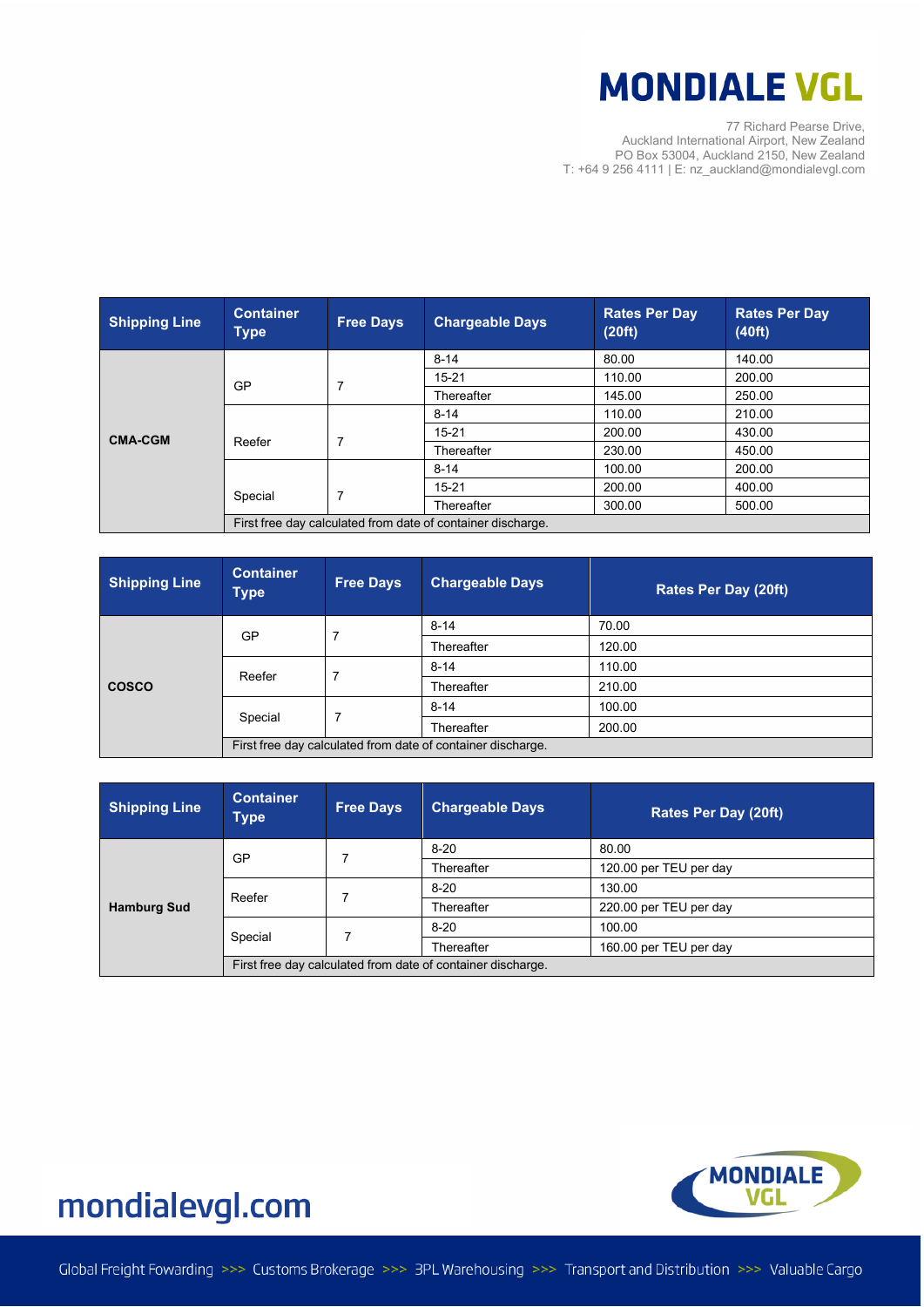| Shipping Line | Container Type | Free Days | Chargeable Days | Rates Per Day (20ft) | Rates Per Day (40ft) |
|---|---|---|---|---|---|
| CMA-CGM | GP | 7 | 8-14 | 80.00 | 140.00 |
| | | | 15-21 | 110.00 | 200.00 |
| | | | Thereafter | 145.00 | 250.00 |
| | Reefer | 7 | 8-14 | 110.00 | 210.00 |
| | | | 15-21 | 200.00 | 430.00 |
| | | | Thereafter | 230.00 | 450.00 |
| | Special | 7 | 8-14 | 100.00 | 200.00 |
| | | | 15-21 | 200.00 | 400.00 |
| | | | Thereafter | 300.00 | 500.00 |
| | First free day calculated from date of container discharge. | | | | |

| Shipping Line | Container Type | Free Days | Chargeable Days | Rates Per Day (20ft) |
|---|---|---|---|---|
| COSCO | GP | 7 | 8-14 | 70.00 |
| | | | Thereafter | 120.00 |
| | Reefer | 7 | 8-14 | 110.00 |
| | | | Thereafter | 210.00 |
| | Special | 7 | 8-14 | 100.00 |
| | | | Thereafter | 200.00 |
| | First free day calculated from date of container discharge. | | | |

| Shipping Line | Container Type | Free Days | Chargeable Days | Rates Per Day (20ft) |
|---|---|---|---|---|
| Hamburg Sud | GP | 7 | 8-20 | 80.00 |
| | | | Thereafter | 120.00 per TEU per day |
| | Reefer | 7 | 8-20 | 130.00 |
| | | | Thereafter | 220.00 per TEU per day |
| | Special | 7 | 8-20 | 100.00 |
| | | | Thereafter | 160.00 per TEU per day |
| | First free day calculated from date of container discharge. | | | |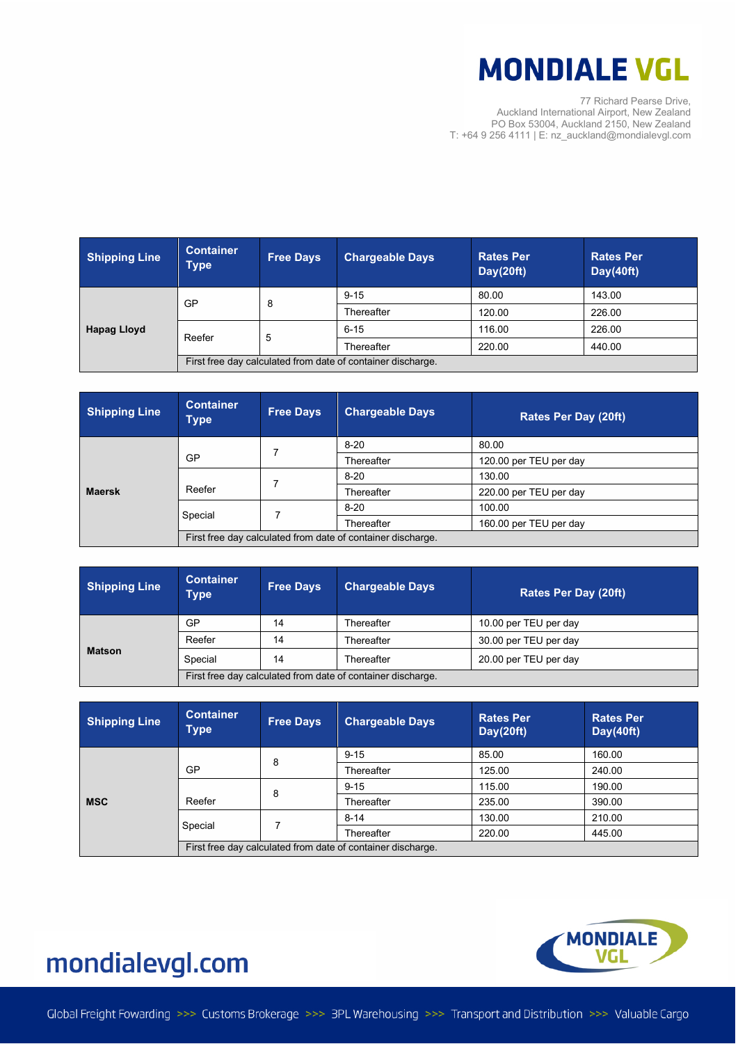# MONDIALE VGL

77 Richard Pearse Drive,
Auckland International Airport, New Zealand
PO Box 53004, Auckland 2150, New Zealand
T: +64 9 256 4111 | E: nz_auckland@mondialevgl.com

| Shipping Line | Container Type | Free Days | Chargeable Days | Rates Per Day(20ft) | Rates Per Day(40ft) |
|---|---|---|---|---|---|
| Hapag Lloyd | GP | 8 | 9-15 | 80.00 | 143.00 |
| | | | Thereafter | 120.00 | 226.00 |
| | Reefer | 5 | 6-15 | 116.00 | 226.00 |
| | | | Thereafter | 220.00 | 440.00 |
| | First free day calculated from date of container discharge. | | | | |

| Shipping Line | Container Type | Free Days | Chargeable Days | Rates Per Day (20ft) |
|---|---|---|---|---|
| Maersk | GP | 7 | 8-20 | 80.00 |
| | | | Thereafter | 120.00 per TEU per day |
| | Reefer | 7 | 8-20 | 130.00 |
| | | | Thereafter | 220.00 per TEU per day |
| | Special | 7 | 8-20 | 100.00 |
| | | | Thereafter | 160.00 per TEU per day |
| | First free day calculated from date of container discharge. | | | |

| Shipping Line | Container Type | Free Days | Chargeable Days | Rates Per Day (20ft) |
|---|---|---|---|---|
| Matson | GP | 14 | Thereafter | 10.00 per TEU per day |
| | Reefer | 14 | Thereafter | 30.00 per TEU per day |
| | Special | 14 | Thereafter | 20.00 per TEU per day |
| | First free day calculated from date of container discharge. | | | |

| Shipping Line | Container Type | Free Days | Chargeable Days | Rates Per Day(20ft) | Rates Per Day(40ft) |
|---|---|---|---|---|---|
| MSC | GP | 8 | 9-15 | 85.00 | 160.00 |
| | | | Thereafter | 125.00 | 240.00 |
| | Reefer | 8 | 9-15 | 115.00 | 190.00 |
| | | | Thereafter | 235.00 | 390.00 |
| | Special | 7 | 8-14 | 130.00 | 210.00 |
| | | | Thereafter | 220.00 | 445.00 |
| | First free day calculated from date of container discharge. | | | | |

mondialevgl.com

Global Freight Fowarding >>> Customs Brokerage >>> 3PL Warehousing >>> Transport and Distribution >>> Valuable Cargo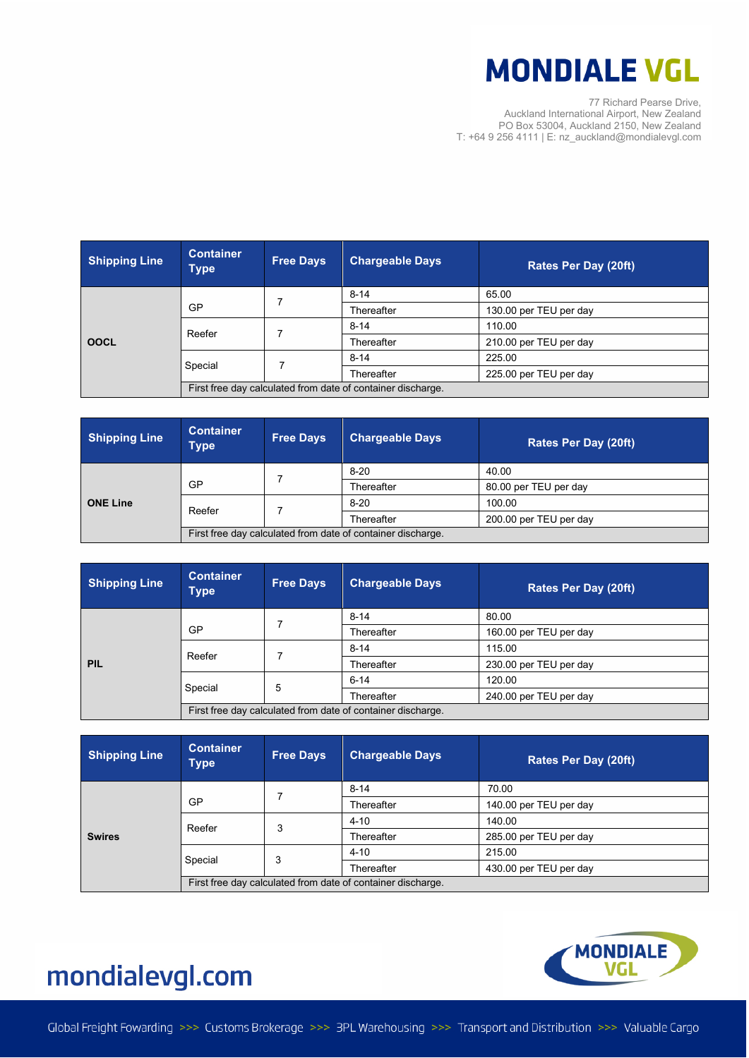**MONDIALE VGL**

77 Richard Pearse Drive,
Auckland International Airport, New Zealand
PO Box 53004, Auckland 2150, New Zealand
T: +64 9 256 4111 | E: nz_auckland@mondialevgl.com

| Shipping Line | Container Type | Free Days | Chargeable Days | Rates Per Day (20ft) |
|---|---|---|---|---|
| OOCL | GP | 7 | 8-14 | 65.00 |
| | | | Thereafter | 130.00 per TEU per day |
| | Reefer | 7 | 8-14 | 110.00 |
| | | | Thereafter | 210.00 per TEU per day |
| | Special | 7 | 8-14 | 225.00 |
| | | | Thereafter | 225.00 per TEU per day |
| | First free day calculated from date of container discharge. | | | |

| Shipping Line | Container Type | Free Days | Chargeable Days | Rates Per Day (20ft) |
|---|---|---|---|---|
| ONE Line | GP | 7 | 8-20 | 40.00 |
| | | | Thereafter | 80.00 per TEU per day |
| | Reefer | 7 | 8-20 | 100.00 |
| | | | Thereafter | 200.00 per TEU per day |
| | First free day calculated from date of container discharge. | | | |

| Shipping Line | Container Type | Free Days | Chargeable Days | Rates Per Day (20ft) |
|---|---|---|---|---|
| PIL | GP | 7 | 8-14 | 80.00 |
| | | | Thereafter | 160.00 per TEU per day |
| | Reefer | 7 | 8-14 | 115.00 |
| | | | Thereafter | 230.00 per TEU per day |
| | Special | 5 | 6-14 | 120.00 |
| | | | Thereafter | 240.00 per TEU per day |
| | First free day calculated from date of container discharge. | | | |

| Shipping Line | Container Type | Free Days | Chargeable Days | Rates Per Day (20ft) |
|---|---|---|---|---|
| Swires | GP | 7 | 8-14 | 70.00 |
| | | | Thereafter | 140.00 per TEU per day |
| | Reefer | 3 | 4-10 | 140.00 |
| | | | Thereafter | 285.00 per TEU per day |
| | Special | 3 | 4-10 | 215.00 |
| | | | Thereafter | 430.00 per TEU per day |
| | First free day calculated from date of container discharge. | | | |

mondialevgl.com

Global Freight Fowarding >>> Customs Brokerage >>> 3PL Warehousing >>> Transport and Distribution >>> Valuable Cargo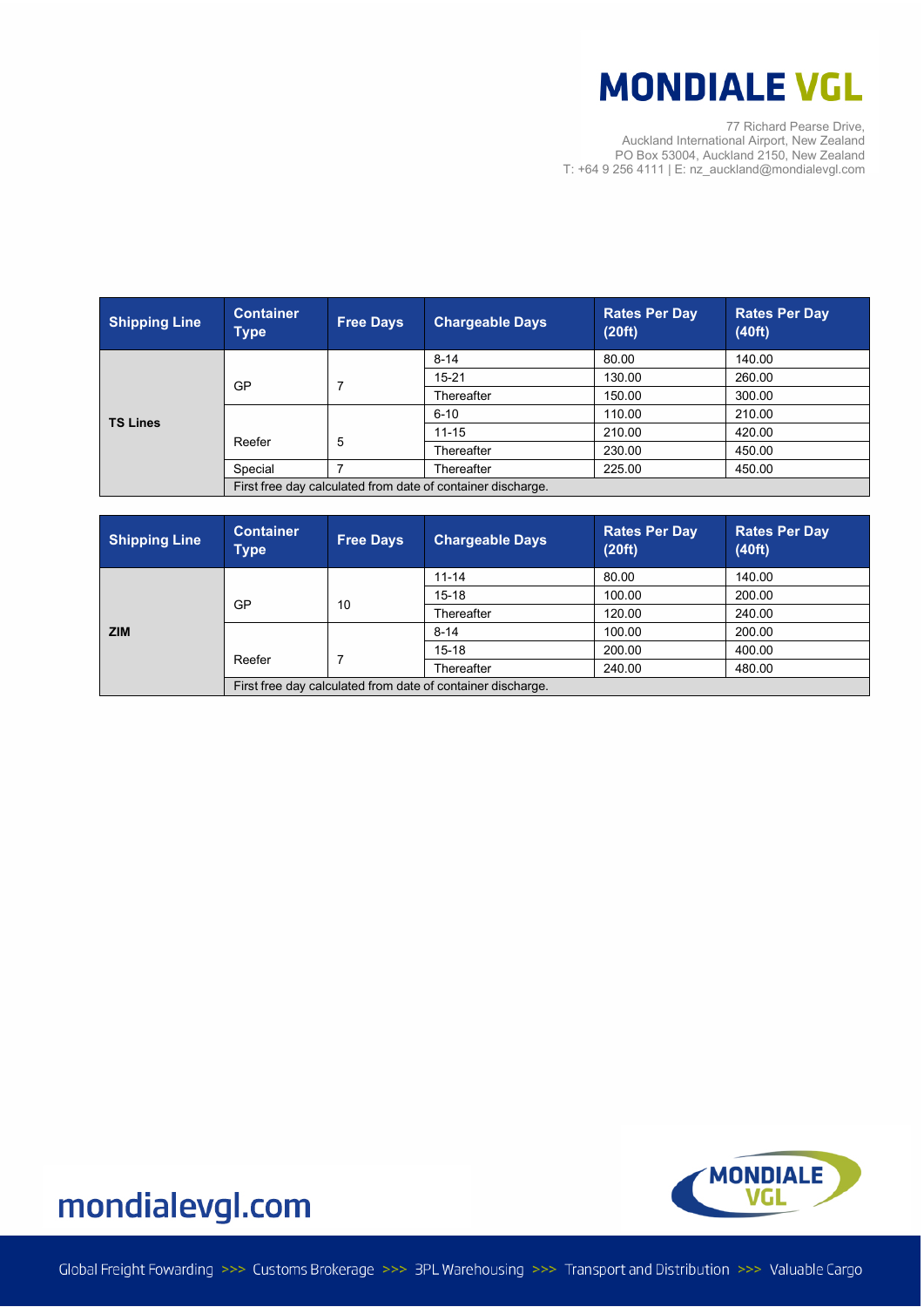# MONDIALE VGL

77 Richard Pearse Drive,
Auckland International Airport, New Zealand
PO Box 53004, Auckland 2150, New Zealand
T: +64 9 256 4111 | E: nz_auckland@mondialevgl.com

| Shipping Line | Container Type | Free Days | Chargeable Days | Rates Per Day (20ft) | Rates Per Day (40ft) |
|---|---|---|---|---|---|
| **TS Lines** | GP | 7 | 8-14 | 80.00 | 140.00 |
| | | | 15-21 | 130.00 | 260.00 |
| | | | Thereafter | 150.00 | 300.00 |
| | Reefer | 5 | 6-10 | 110.00 | 210.00 |
| | | | 11-15 | 210.00 | 420.00 |
| | | | Thereafter | 230.00 | 450.00 |
| | Special | 7 | Thereafter | 225.00 | 450.00 |
| | First free day calculated from date of container discharge. | | | | |

| Shipping Line | Container Type | Free Days | Chargeable Days | Rates Per Day (20ft) | Rates Per Day (40ft) |
|---|---|---|---|---|---|
| **ZIM** | GP | 10 | 11-14 | 80.00 | 140.00 |
| | | | 15-18 | 100.00 | 200.00 |
| | | | Thereafter | 120.00 | 240.00 |
| | Reefer | 7 | 8-14 | 100.00 | 200.00 |
| | | | 15-18 | 200.00 | 400.00 |
| | | | Thereafter | 240.00 | 480.00 |
| | First free day calculated from date of container discharge. | | | | |

mondialevgl.com

Global Freight Fowarding >>> Customs Brokerage >>> 3PL Warehousing >>> Transport and Distribution >>> Valuable Cargo